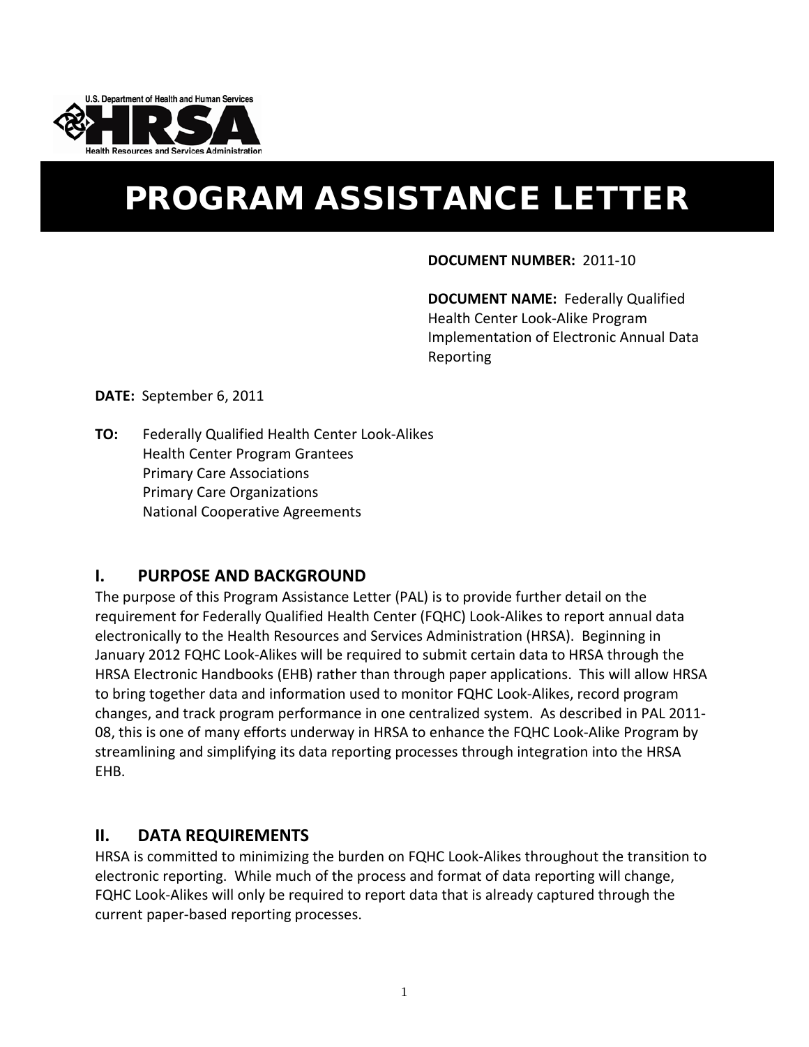U.S. Department of Health and Human Services

HRSA

Health Resources and Services Administration

# PROGRAM ASSISTANCE LETTER

**DOCUMENT NUMBER:** 2011-10

**DOCUMENT NAME:** Federally Qualified Health Center Look-Alike Program Implementation of Electronic Annual Data Reporting

**DATE:** September 6, 2011

**TO:** Federally Qualified Health Center Look-Alikes
Health Center Program Grantees
Primary Care Associations
Primary Care Organizations
National Cooperative Agreements

## I. PURPOSE AND BACKGROUND

The purpose of this Program Assistance Letter (PAL) is to provide further detail on the requirement for Federally Qualified Health Center (FQHC) Look-Alikes to report annual data electronically to the Health Resources and Services Administration (HRSA). Beginning in January 2012 FQHC Look-Alikes will be required to submit certain data to HRSA through the HRSA Electronic Handbooks (EHB) rather than through paper applications. This will allow HRSA to bring together data and information used to monitor FQHC Look-Alikes, record program changes, and track program performance in one centralized system. As described in PAL 2011-08, this is one of many efforts underway in HRSA to enhance the FQHC Look-Alike Program by streamlining and simplifying its data reporting processes through integration into the HRSA EHB.

## II. DATA REQUIREMENTS

HRSA is committed to minimizing the burden on FQHC Look-Alikes throughout the transition to electronic reporting. While much of the process and format of data reporting will change, FQHC Look-Alikes will only be required to report data that is already captured through the current paper-based reporting processes.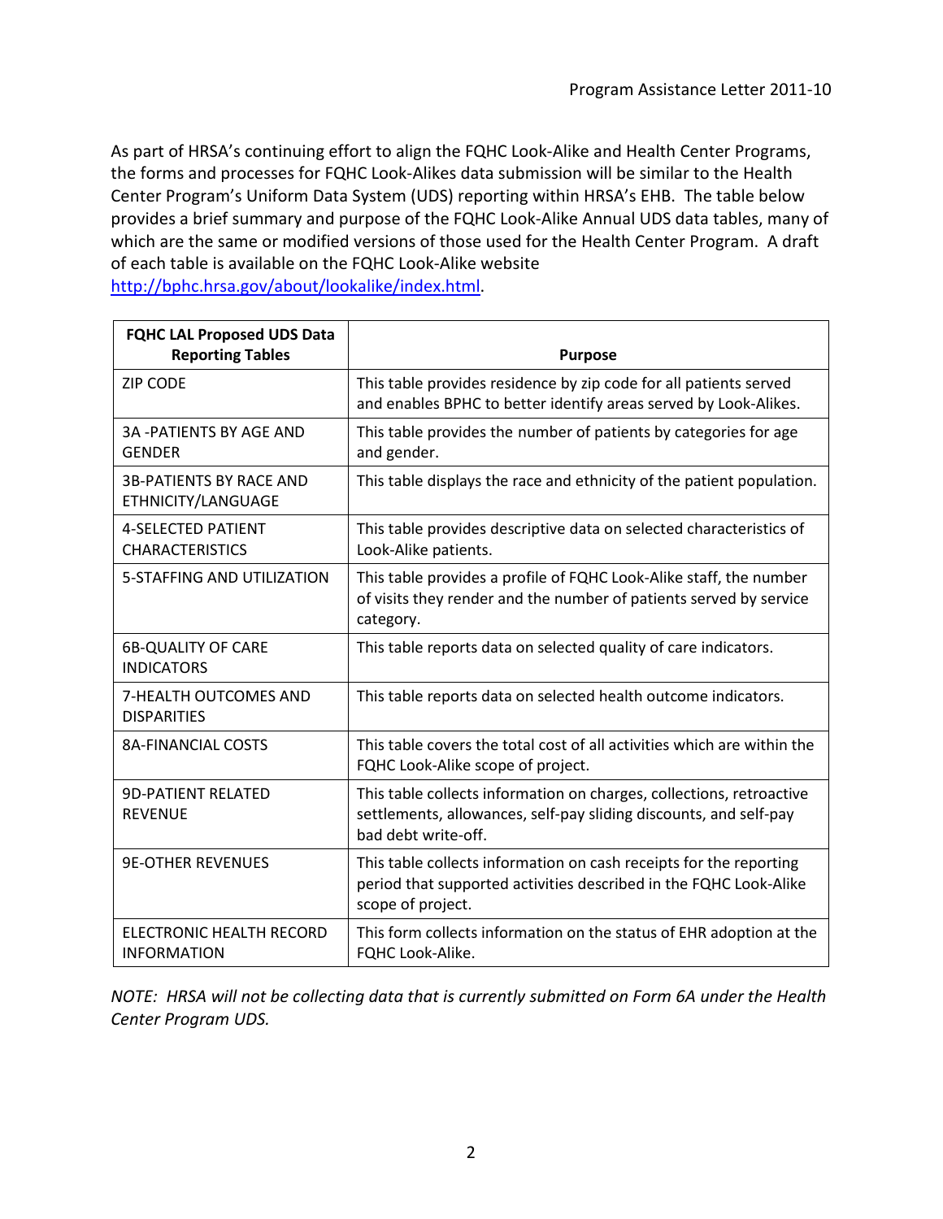As part of HRSA's continuing effort to align the FQHC Look-Alike and Health Center Programs, the forms and processes for FQHC Look-Alikes data submission will be similar to the Health Center Program's Uniform Data System (UDS) reporting within HRSA's EHB. The table below provides a brief summary and purpose of the FQHC Look-Alike Annual UDS data tables, many of which are the same or modified versions of those used for the Health Center Program. A draft of each table is available on the FQHC Look-Alike website http://bphc.hrsa.gov/about/lookalike/index.html.

| FQHC LAL Proposed UDS Data Reporting Tables | Purpose |
|---|---|
| ZIP CODE | This table provides residence by zip code for all patients served and enables BPHC to better identify areas served by Look-Alikes. |
| 3A -PATIENTS BY AGE AND GENDER | This table provides the number of patients by categories for age and gender. |
| 3B-PATIENTS BY RACE AND ETHNICITY/LANGUAGE | This table displays the race and ethnicity of the patient population. |
| 4-SELECTED PATIENT CHARACTERISTICS | This table provides descriptive data on selected characteristics of Look-Alike patients. |
| 5-STAFFING AND UTILIZATION | This table provides a profile of FQHC Look-Alike staff, the number of visits they render and the number of patients served by service category. |
| 6B-QUALITY OF CARE INDICATORS | This table reports data on selected quality of care indicators. |
| 7-HEALTH OUTCOMES AND DISPARITIES | This table reports data on selected health outcome indicators. |
| 8A-FINANCIAL COSTS | This table covers the total cost of all activities which are within the FQHC Look-Alike scope of project. |
| 9D-PATIENT RELATED REVENUE | This table collects information on charges, collections, retroactive settlements, allowances, self-pay sliding discounts, and self-pay bad debt write-off. |
| 9E-OTHER REVENUES | This table collects information on cash receipts for the reporting period that supported activities described in the FQHC Look-Alike scope of project. |
| ELECTRONIC HEALTH RECORD INFORMATION | This form collects information on the status of EHR adoption at the FQHC Look-Alike. |

*NOTE: HRSA will not be collecting data that is currently submitted on Form 6A under the Health Center Program UDS.*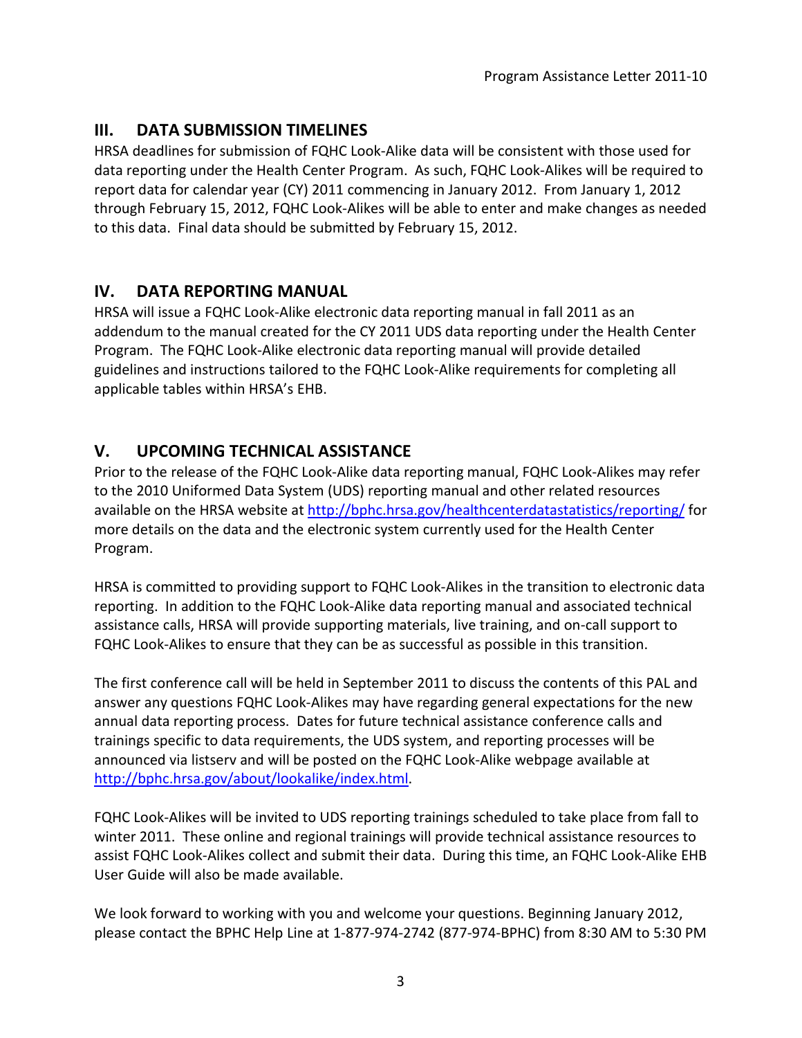## III. DATA SUBMISSION TIMELINES

HRSA deadlines for submission of FQHC Look-Alike data will be consistent with those used for data reporting under the Health Center Program. As such, FQHC Look-Alikes will be required to report data for calendar year (CY) 2011 commencing in January 2012. From January 1, 2012 through February 15, 2012, FQHC Look-Alikes will be able to enter and make changes as needed to this data. Final data should be submitted by February 15, 2012.

## IV. DATA REPORTING MANUAL

HRSA will issue a FQHC Look-Alike electronic data reporting manual in fall 2011 as an addendum to the manual created for the CY 2011 UDS data reporting under the Health Center Program. The FQHC Look-Alike electronic data reporting manual will provide detailed guidelines and instructions tailored to the FQHC Look-Alike requirements for completing all applicable tables within HRSA's EHB.

## V. UPCOMING TECHNICAL ASSISTANCE

Prior to the release of the FQHC Look-Alike data reporting manual, FQHC Look-Alikes may refer to the 2010 Uniformed Data System (UDS) reporting manual and other related resources available on the HRSA website at http://bphc.hrsa.gov/healthcenterdatastatistics/reporting/ for more details on the data and the electronic system currently used for the Health Center Program.

HRSA is committed to providing support to FQHC Look-Alikes in the transition to electronic data reporting. In addition to the FQHC Look-Alike data reporting manual and associated technical assistance calls, HRSA will provide supporting materials, live training, and on-call support to FQHC Look-Alikes to ensure that they can be as successful as possible in this transition.

The first conference call will be held in September 2011 to discuss the contents of this PAL and answer any questions FQHC Look-Alikes may have regarding general expectations for the new annual data reporting process. Dates for future technical assistance conference calls and trainings specific to data requirements, the UDS system, and reporting processes will be announced via listserv and will be posted on the FQHC Look-Alike webpage available at http://bphc.hrsa.gov/about/lookalike/index.html.

FQHC Look-Alikes will be invited to UDS reporting trainings scheduled to take place from fall to winter 2011. These online and regional trainings will provide technical assistance resources to assist FQHC Look-Alikes collect and submit their data. During this time, an FQHC Look-Alike EHB User Guide will also be made available.

We look forward to working with you and welcome your questions. Beginning January 2012, please contact the BPHC Help Line at 1-877-974-2742 (877-974-BPHC) from 8:30 AM to 5:30 PM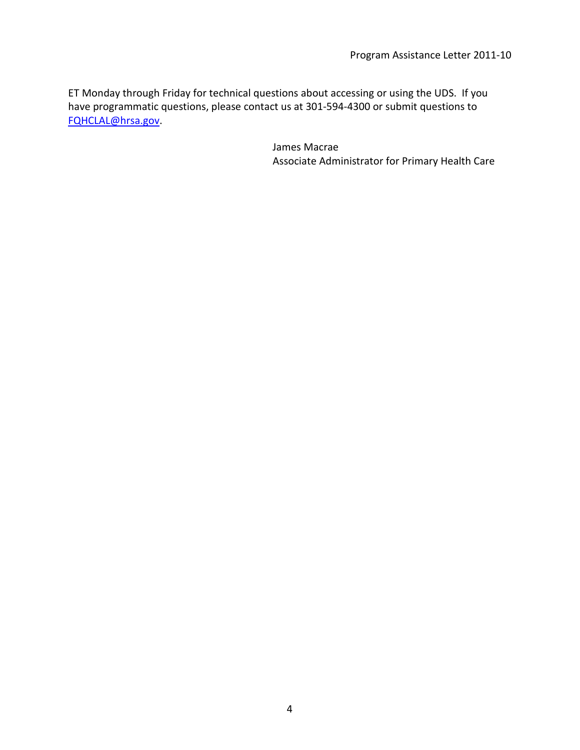ET Monday through Friday for technical questions about accessing or using the UDS. If you have programmatic questions, please contact us at 301-594-4300 or submit questions to [FQHCLAL@hrsa.gov](mailto:FQHCLAL@hrsa.gov).

James Macrae
Associate Administrator for Primary Health Care